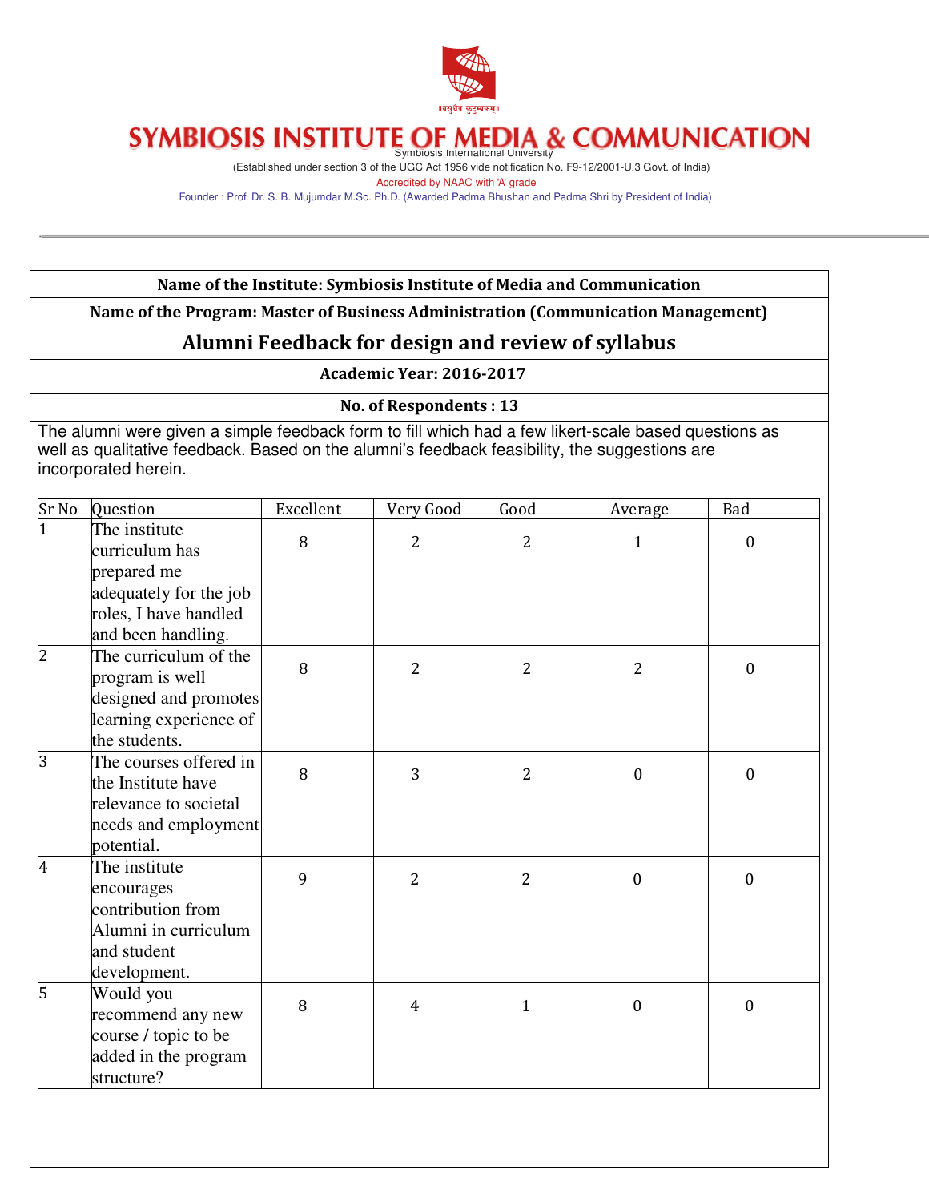# SYMBIOSIS INSTITUTE OF MEDIA & COMMUNICATION

Symbiosis International University

(Established under section 3 of the UGC Act 1956 vide notification No. F9-12/2001-U.3 Govt. of India)

Accredited by NAAC with 'A' grade

Founder : Prof. Dr. S. B. Mujumdar M.Sc. Ph.D. (Awarded Padma Bhushan and Padma Shri by President of India)

**Name of the Institute: Symbiosis Institute of Media and Communication**

**Name of the Program: Master of Business Administration (Communication Management)**

## Alumni Feedback for design and review of syllabus

**Academic Year: 2016-2017**

**No. of Respondents : 13**

The alumni were given a simple feedback form to fill which had a few likert-scale based questions as well as qualitative feedback. Based on the alumni's feedback feasibility, the suggestions are incorporated herein.

| Sr No | Question | Excellent | Very Good | Good | Average | Bad |
|---|---|---|---|---|---|---|
| 1 | The institute curriculum has prepared me adequately for the job roles, I have handled and been handling. | 8 | 2 | 2 | 1 | 0 |
| 2 | The curriculum of the program is well designed and promotes learning experience of the students. | 8 | 2 | 2 | 2 | 0 |
| 3 | The courses offered in the Institute have relevance to societal needs and employment potential. | 8 | 3 | 2 | 0 | 0 |
| 4 | The institute encourages contribution from Alumni in curriculum and student development. | 9 | 2 | 2 | 0 | 0 |
| 5 | Would you recommend any new course / topic to be added in the program structure? | 8 | 4 | 1 | 0 | 0 |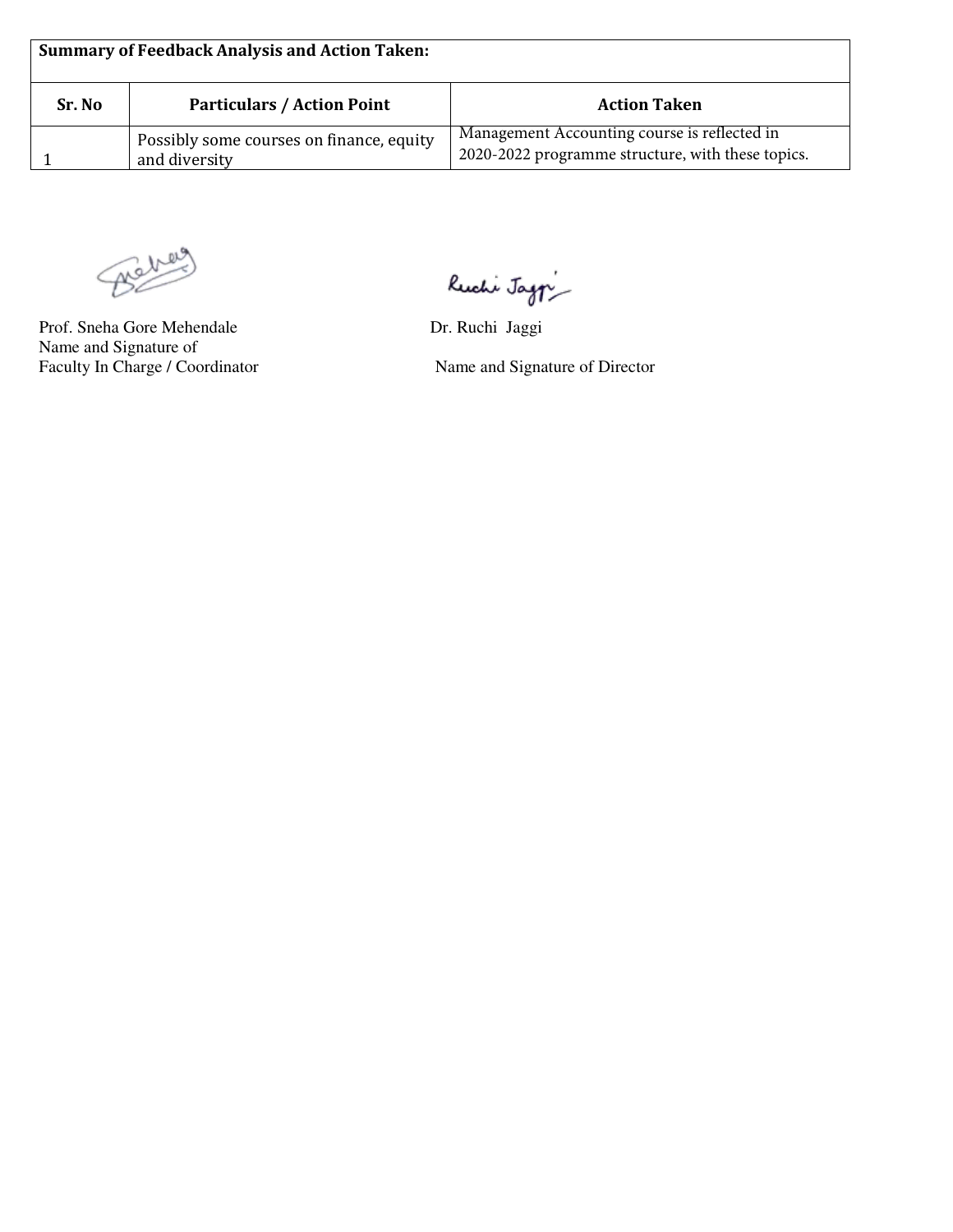**Summary of Feedback Analysis and Action Taken:**

| Sr. No | Particulars / Action Point | Action Taken |
|---|---|---|
| 1 | Possibly some courses on finance, equity and diversity | Management Accounting course is reflected in 2020-2022 programme structure, with these topics. |

Prof. Sneha Gore Mehendale
Name and Signature of
Faculty In Charge / Coordinator

Dr. Ruchi Jaggi
Name and Signature of Director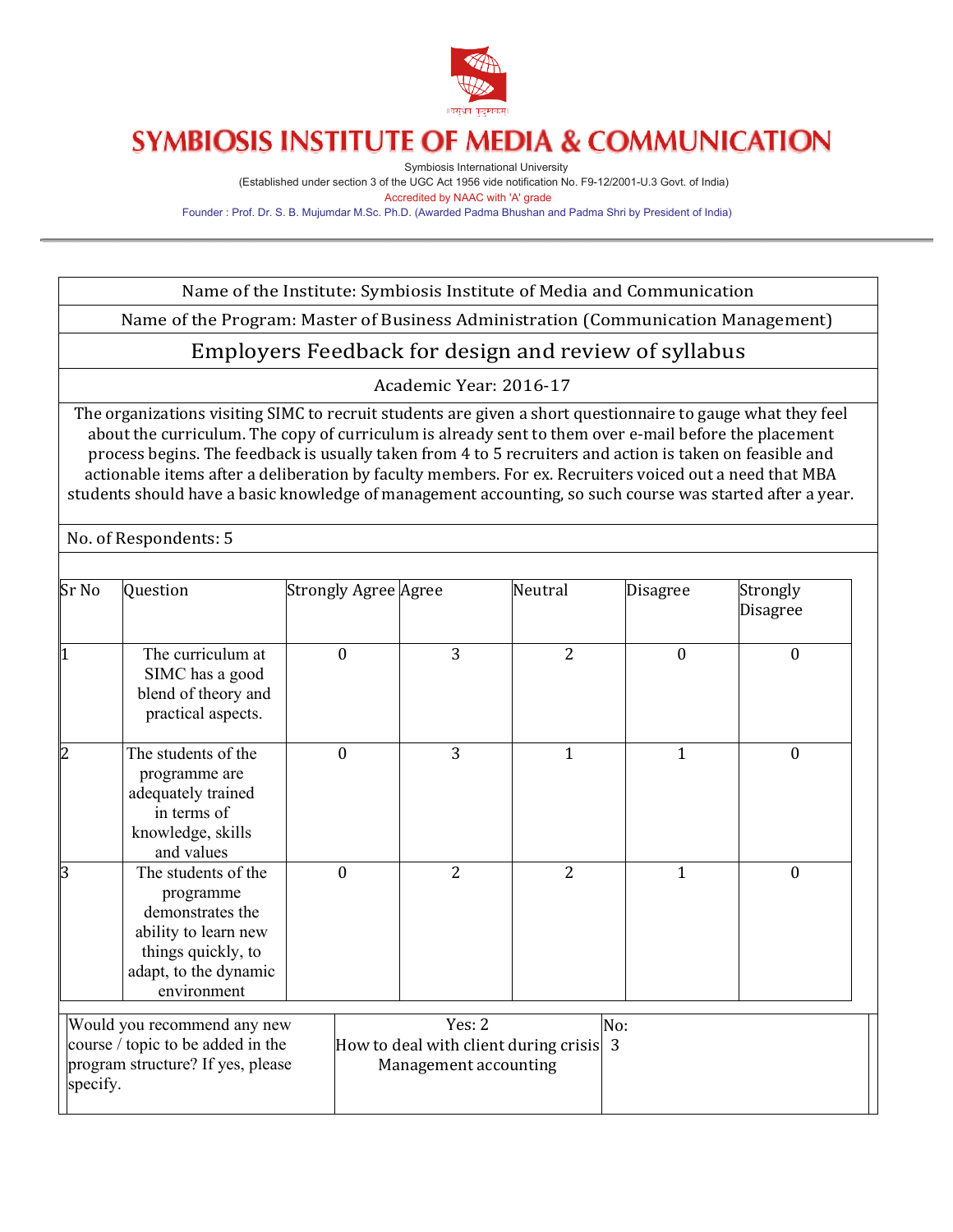# SYMBIOSIS INSTITUTE OF MEDIA & COMMUNICATION

Symbiosis International University

(Established under section 3 of the UGC Act 1956 vide notification No. F9-12/2001-U.3 Govt. of India)

Accredited by NAAC with 'A' grade

Founder : Prof. Dr. S. B. Mujumdar M.Sc. Ph.D. (Awarded Padma Bhushan and Padma Shri by President of India)

---

Name of the Institute: Symbiosis Institute of Media and Communication

Name of the Program: Master of Business Administration (Communication Management)

## Employers Feedback for design and review of syllabus

Academic Year: 2016-17

The organizations visiting SIMC to recruit students are given a short questionnaire to gauge what they feel about the curriculum. The copy of curriculum is already sent to them over e-mail before the placement process begins. The feedback is usually taken from 4 to 5 recruiters and action is taken on feasible and actionable items after a deliberation by faculty members. For ex. Recruiters voiced out a need that MBA students should have a basic knowledge of management accounting, so such course was started after a year.

No. of Respondents: 5

| Sr No | Question | Strongly Agree | Agree | Neutral | Disagree | Strongly Disagree |
|---|---|---|---|---|---|---|
| 1 | The curriculum at SIMC has a good blend of theory and practical aspects. | 0 | 3 | 2 | 0 | 0 |
| 2 | The students of the programme are adequately trained in terms of knowledge, skills and values | 0 | 3 | 1 | 1 | 0 |
| 3 | The students of the programme demonstrates the ability to learn new things quickly, to adapt, to the dynamic environment | 0 | 2 | 2 | 1 | 0 |

| Would you recommend any new course / topic to be added in the program structure? If yes, please specify. | Yes: 2<br>How to deal with client during crisis<br>Management accounting | No:<br>3 |
|---|---|---|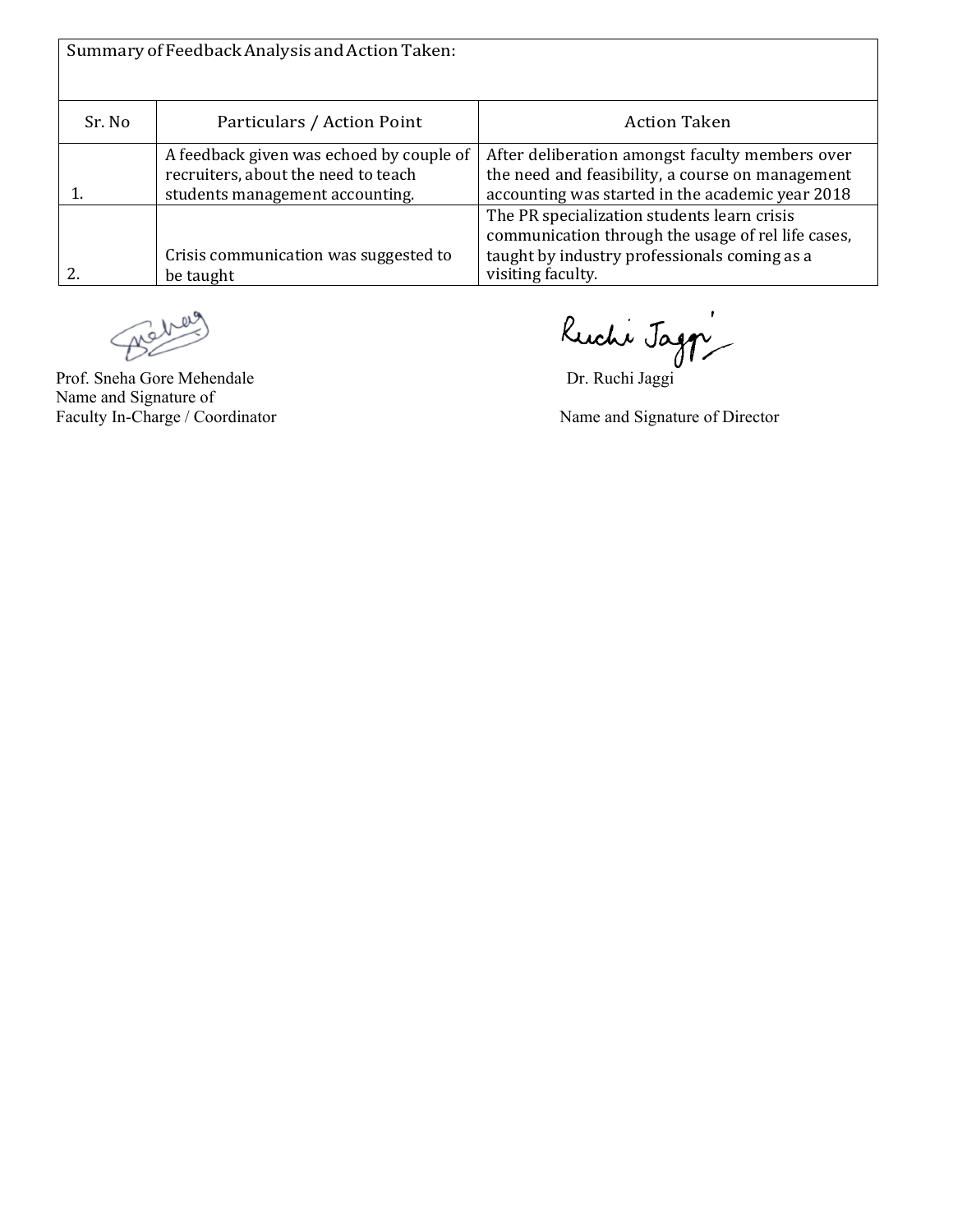| Summary of Feedback Analysis and Action Taken: | | |
|---|---|---|
| Sr. No | Particulars / Action Point | Action Taken |
| 1. | A feedback given was echoed by couple of recruiters, about the need to teach students management accounting. | After deliberation amongst faculty members over the need and feasibility, a course on management accounting was started in the academic year 2018 |
| 2. | Crisis communication was suggested to be taught | The PR specialization students learn crisis communication through the usage of rel life cases, taught by industry professionals coming as a visiting faculty. |

Prof. Sneha Gore Mehendale
Name and Signature of
Faculty In-Charge / Coordinator

Dr. Ruchi Jaggi

Name and Signature of Director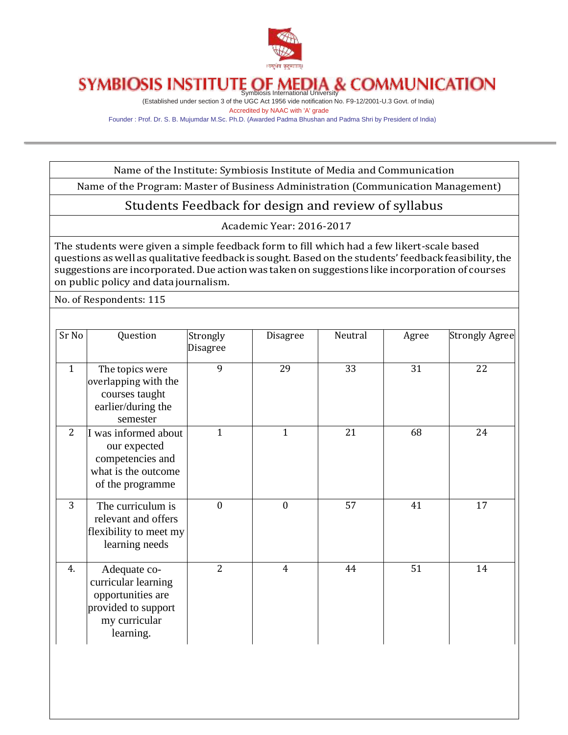# SYMBIOSIS INSTITUTE OF MEDIA & COMMUNICATION

Symbiosis International University

(Established under section 3 of the UGC Act 1956 vide notification No. F9-12/2001-U.3 Govt. of India)

Accredited by NAAC with 'A' grade

Founder : Prof. Dr. S. B. Mujumdar M.Sc. Ph.D. (Awarded Padma Bhushan and Padma Shri by President of India)

---

Name of the Institute: Symbiosis Institute of Media and Communication

Name of the Program: Master of Business Administration (Communication Management)

## Students Feedback for design and review of syllabus

Academic Year: 2016-2017

The students were given a simple feedback form to fill which had a few likert-scale based questions as well as qualitative feedback is sought. Based on the students' feedback feasibility, the suggestions are incorporated. Due action was taken on suggestions like incorporation of courses on public policy and data journalism.

No. of Respondents: 115

| Sr No | Question | Strongly Disagree | Disagree | Neutral | Agree | Strongly Agree |
|---|---|---|---|---|---|---|
| 1 | The topics were overlapping with the courses taught earlier/during the semester | 9 | 29 | 33 | 31 | 22 |
| 2 | I was informed about our expected competencies and what is the outcome of the programme | 1 | 1 | 21 | 68 | 24 |
| 3 | The curriculum is relevant and offers flexibility to meet my learning needs | 0 | 0 | 57 | 41 | 17 |
| 4. | Adequate co-curricular learning opportunities are provided to support my curricular learning. | 2 | 4 | 44 | 51 | 14 |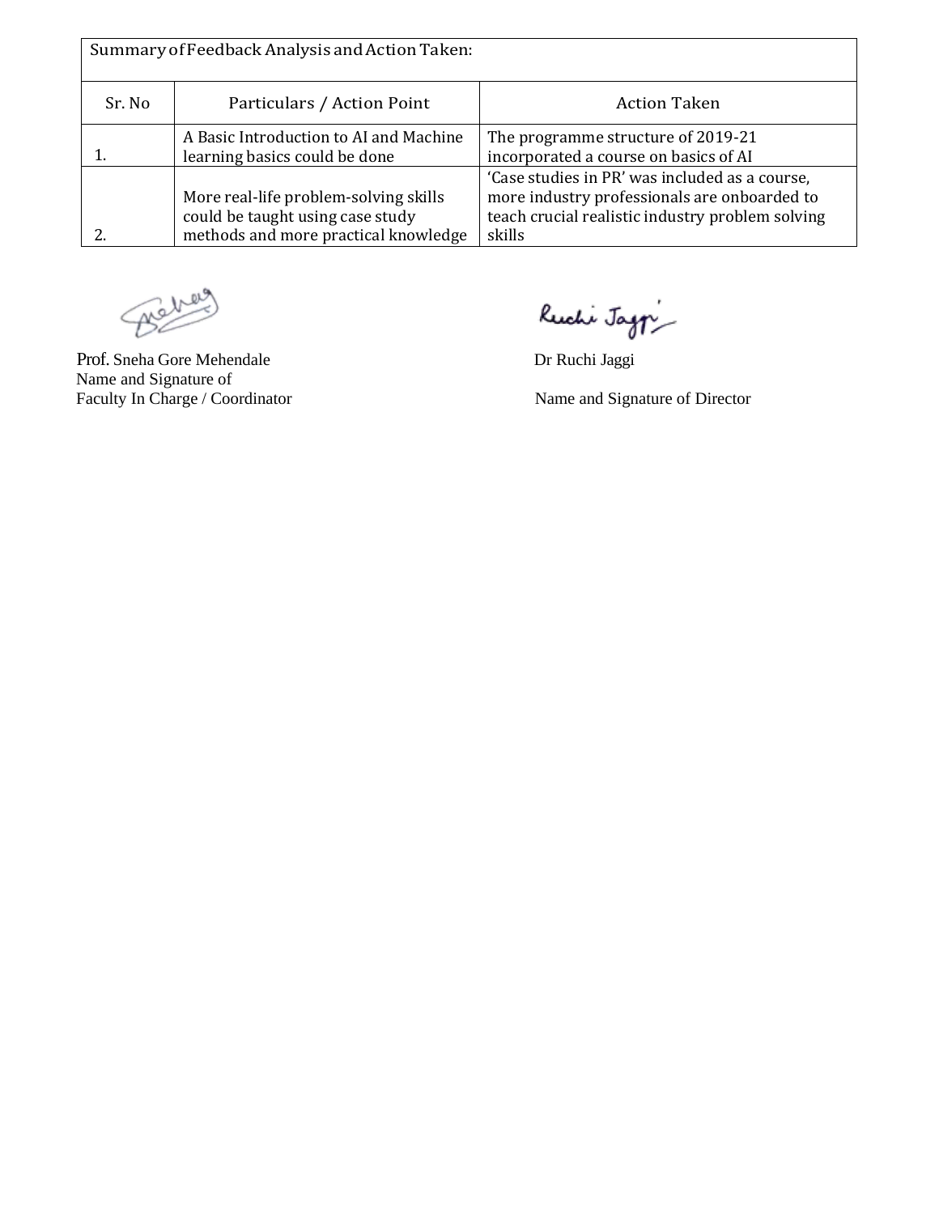| Summary of Feedback Analysis and Action Taken: | | |
|---|---|---|
| Sr. No | Particulars / Action Point | Action Taken |
| 1. | A Basic Introduction to AI and Machine learning basics could be done | The programme structure of 2019-21 incorporated a course on basics of AI |
| 2. | More real-life problem-solving skills could be taught using case study methods and more practical knowledge | 'Case studies in PR' was included as a course, more industry professionals are onboarded to teach crucial realistic industry problem solving skills |

Prof. Sneha Gore Mehendale
Name and Signature of
Faculty In Charge / Coordinator

Dr Ruchi Jaggi
Name and Signature of Director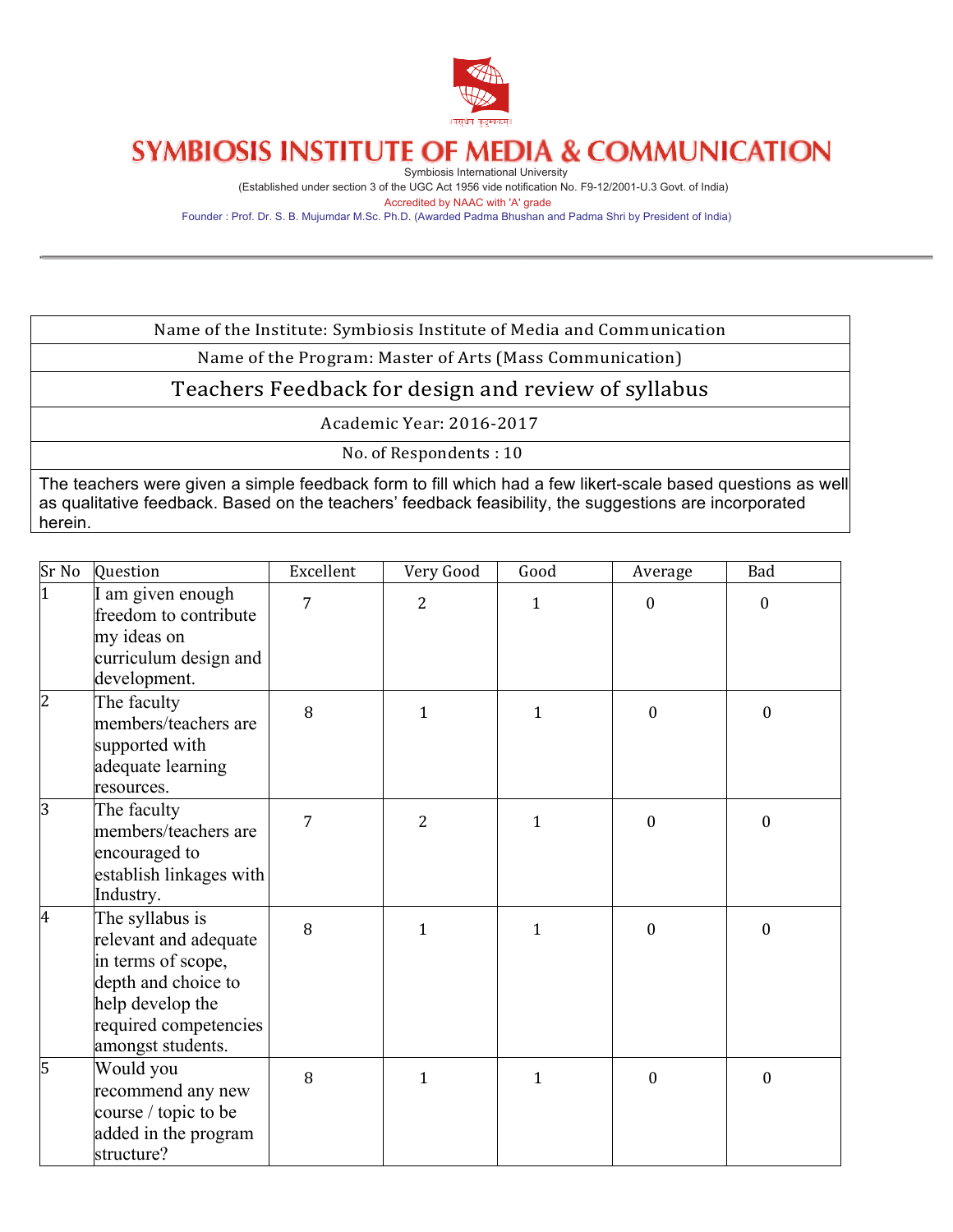# SYMBIOSIS INSTITUTE OF MEDIA & COMMUNICATION

Symbiosis International University

(Established under section 3 of the UGC Act 1956 vide notification No. F9-12/2001-U.3 Govt. of India)

Accredited by NAAC with 'A' grade

Founder : Prof. Dr. S. B. Mujumdar M.Sc. Ph.D. (Awarded Padma Bhushan and Padma Shri by President of India)

---

| Name of the Institute: Symbiosis Institute of Media and Communication |
|---|
| Name of the Program: Master of Arts (Mass Communication) |
| Teachers Feedback for design and review of syllabus |
| Academic Year: 2016-2017 |
| No. of Respondents : 10 |
| The teachers were given a simple feedback form to fill which had a few likert-scale based questions as well as qualitative feedback. Based on the teachers' feedback feasibility, the suggestions are incorporated herein. |

| Sr No | Question | Excellent | Very Good | Good | Average | Bad |
|---|---|---|---|---|---|---|
| 1 | I am given enough freedom to contribute my ideas on curriculum design and development. | 7 | 2 | 1 | 0 | 0 |
| 2 | The faculty members/teachers are supported with adequate learning resources. | 8 | 1 | 1 | 0 | 0 |
| 3 | The faculty members/teachers are encouraged to establish linkages with Industry. | 7 | 2 | 1 | 0 | 0 |
| 4 | The syllabus is relevant and adequate in terms of scope, depth and choice to help develop the required competencies amongst students. | 8 | 1 | 1 | 0 | 0 |
| 5 | Would you recommend any new course / topic to be added in the program structure? | 8 | 1 | 1 | 0 | 0 |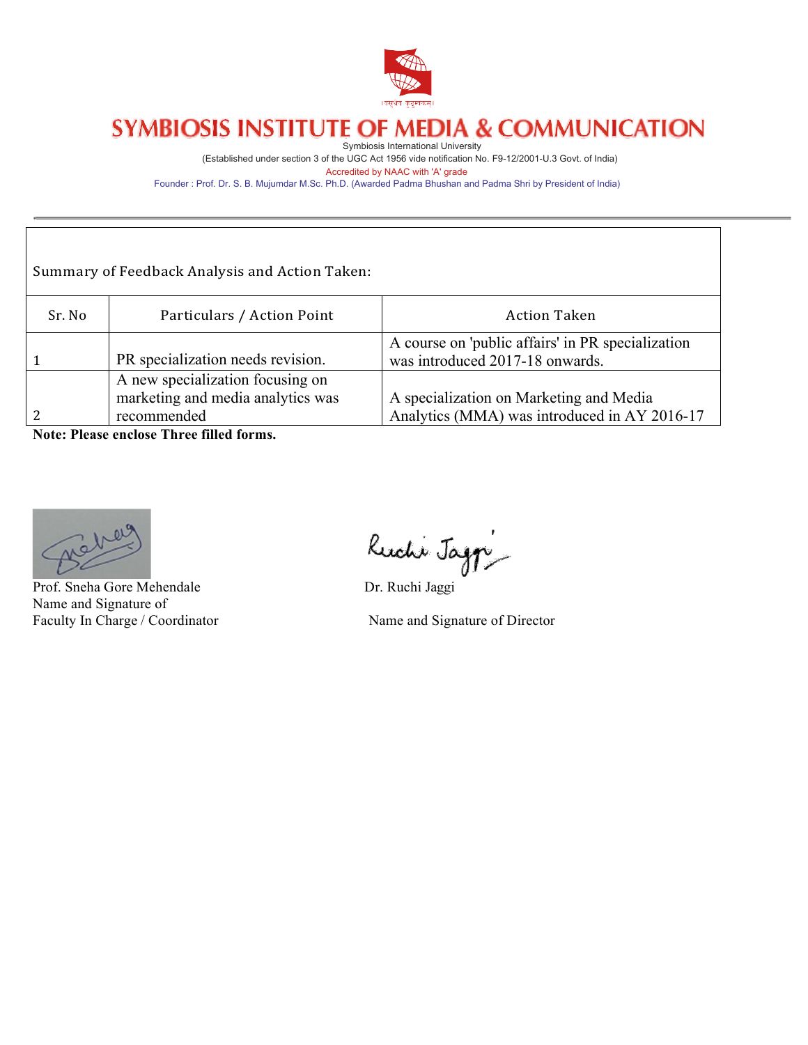# SYMBIOSIS INSTITUTE OF MEDIA & COMMUNICATION

Symbiosis International University

(Established under section 3 of the UGC Act 1956 vide notification No. F9-12/2001-U.3 Govt. of India)

Accredited by NAAC with 'A' grade

Founder : Prof. Dr. S. B. Mujumdar M.Sc. Ph.D. (Awarded Padma Bhushan and Padma Shri by President of India)

---

Summary of Feedback Analysis and Action Taken:

| Sr. No | Particulars / Action Point | Action Taken |
|---|---|---|
| 1 | PR specialization needs revision. | A course on 'public affairs' in PR specialization was introduced 2017-18 onwards. |
| 2 | A new specialization focusing on marketing and media analytics was recommended | A specialization on Marketing and Media Analytics (MMA) was introduced in AY 2016-17 |

**Note: Please enclose Three filled forms.**

Prof. Sneha Gore Mehendale
Name and Signature of
Faculty In Charge / Coordinator

Dr. Ruchi Jaggi

Name and Signature of Director